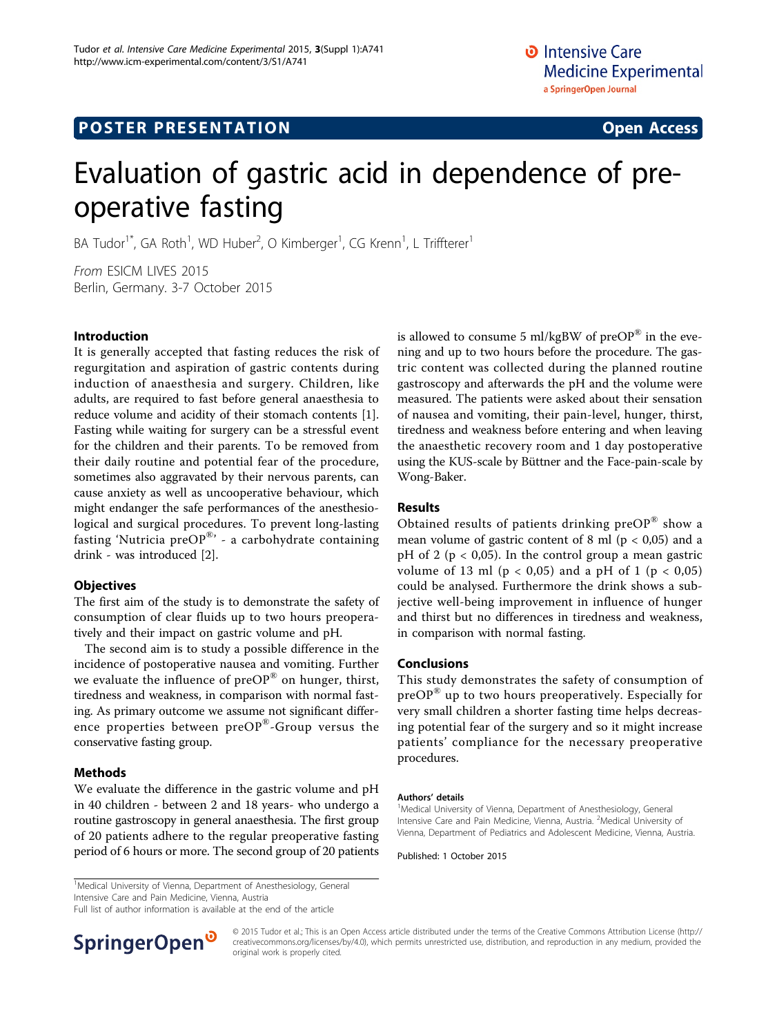POSTER PRESENTATION

Open Access

# Evaluation of gastric acid in dependence of pre-operative fasting

BA Tudor[1*], GA Roth[1], WD Huber[2], O Kimberger[1], CG Krenn[1], L Triffterer[1]

*From* ESICM LIVES 2015
Berlin, Germany. 3-7 October 2015

## Introduction

It is generally accepted that fasting reduces the risk of regurgitation and aspiration of gastric contents during induction of anaesthesia and surgery. Children, like adults, are required to fast before general anaesthesia to reduce volume and acidity of their stomach contents [1]. Fasting while waiting for surgery can be a stressful event for the children and their parents. To be removed from their daily routine and potential fear of the procedure, sometimes also aggravated by their nervous parents, can cause anxiety as well as uncooperative behaviour, which might endanger the safe performances of the anesthesiological and surgical procedures. To prevent long-lasting fasting 'Nutricia preOP®' - a carbohydrate containing drink - was introduced [2].

## Objectives

The first aim of the study is to demonstrate the safety of consumption of clear fluids up to two hours preoperatively and their impact on gastric volume and pH.

The second aim is to study a possible difference in the incidence of postoperative nausea and vomiting. Further we evaluate the influence of preOP® on hunger, thirst, tiredness and weakness, in comparison with normal fasting. As primary outcome we assume not significant difference properties between preOP®-Group versus the conservative fasting group.

## Methods

We evaluate the difference in the gastric volume and pH in 40 children - between 2 and 18 years- who undergo a routine gastroscopy in general anaesthesia. The first group of 20 patients adhere to the regular preoperative fasting period of 6 hours or more. The second group of 20 patients is allowed to consume 5 ml/kgBW of preOP® in the evening and up to two hours before the procedure. The gastric content was collected during the planned routine gastroscopy and afterwards the pH and the volume were measured. The patients were asked about their sensation of nausea and vomiting, their pain-level, hunger, thirst, tiredness and weakness before entering and when leaving the anaesthetic recovery room and 1 day postoperative using the KUS-scale by Büttner and the Face-pain-scale by Wong-Baker.

## Results

Obtained results of patients drinking preOP® show a mean volume of gastric content of 8 ml ($p < 0,05$) and a pH of 2 ($p < 0,05$). In the control group a mean gastric volume of 13 ml ($p < 0,05$) and a pH of 1 ($p < 0,05$) could be analysed. Furthermore the drink shows a subjective well-being improvement in influence of hunger and thirst but no differences in tiredness and weakness, in comparison with normal fasting.

## Conclusions

This study demonstrates the safety of consumption of preOP® up to two hours preoperatively. Especially for very small children a shorter fasting time helps decreasing potential fear of the surgery and so it might increase patients' compliance for the necessary preoperative procedures.

### Authors' details

[1]Medical University of Vienna, Department of Anesthesiology, General Intensive Care and Pain Medicine, Vienna, Austria. [2]Medical University of Vienna, Department of Pediatrics and Adolescent Medicine, Vienna, Austria.

Published: 1 October 2015

[1]Medical University of Vienna, Department of Anesthesiology, General Intensive Care and Pain Medicine, Vienna, Austria
Full list of author information is available at the end of the article

© 2015 Tudor et al.; This is an Open Access article distributed under the terms of the Creative Commons Attribution License (http://creativecommons.org/licenses/by/4.0), which permits unrestricted use, distribution, and reproduction in any medium, provided the original work is properly cited.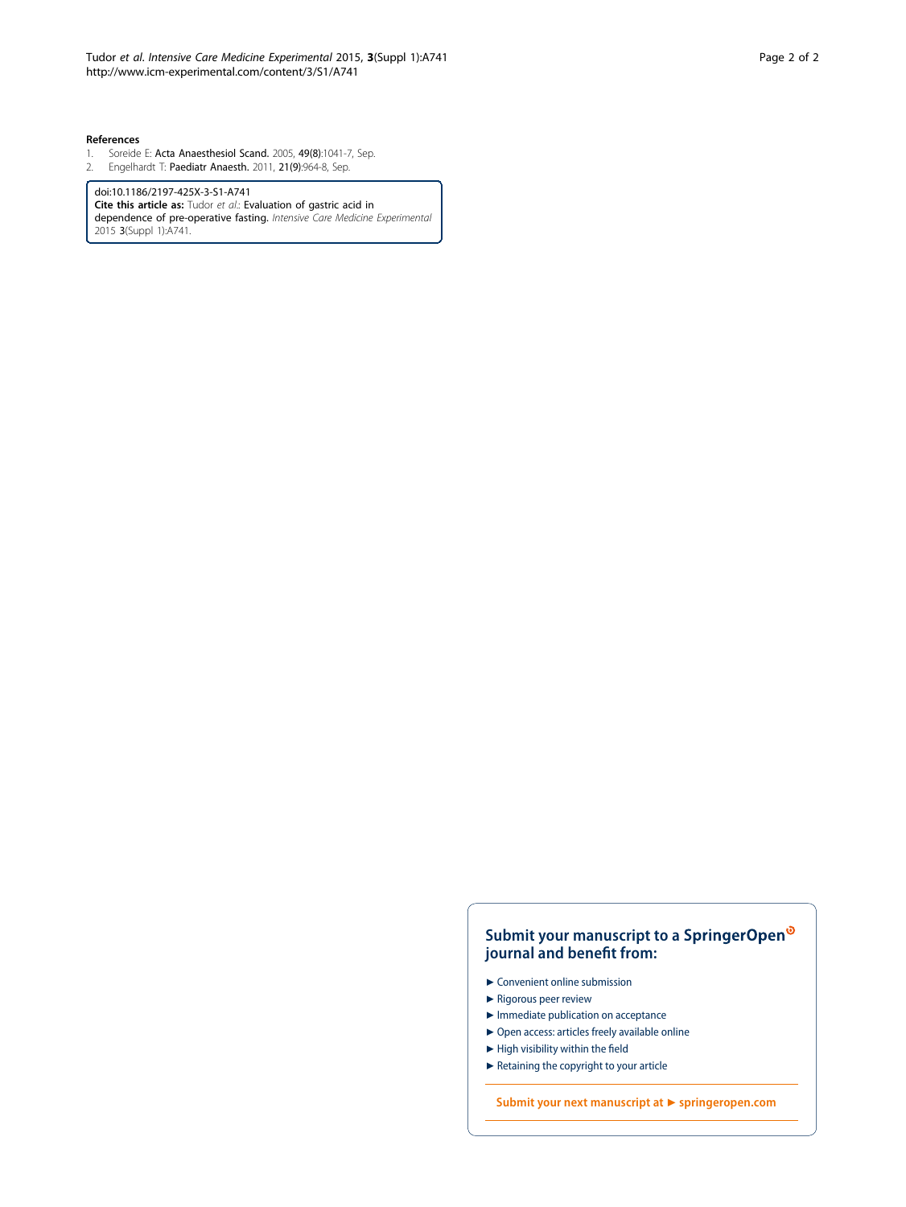### References

1. Soreide E: **Acta Anaesthesiol Scand.** 2005, **49(8)**:1041-7, Sep.
2. Engelhardt T: **Paediatr Anaesth.** 2011, **21(9)**:964-8, Sep.

doi:10.1186/2197-425X-3-S1-A741
**Cite this article as:** Tudor *et al.*: Evaluation of gastric acid in dependence of pre-operative fasting. *Intensive Care Medicine Experimental* 2015 **3**(Suppl 1):A741.

**Submit your manuscript to a SpringerOpen journal and benefit from:**

- ► Convenient online submission
- ► Rigorous peer review
- ► Immediate publication on acceptance
- ► Open access: articles freely available online
- ► High visibility within the field
- ► Retaining the copyright to your article

**Submit your next manuscript at ► springeropen.com**